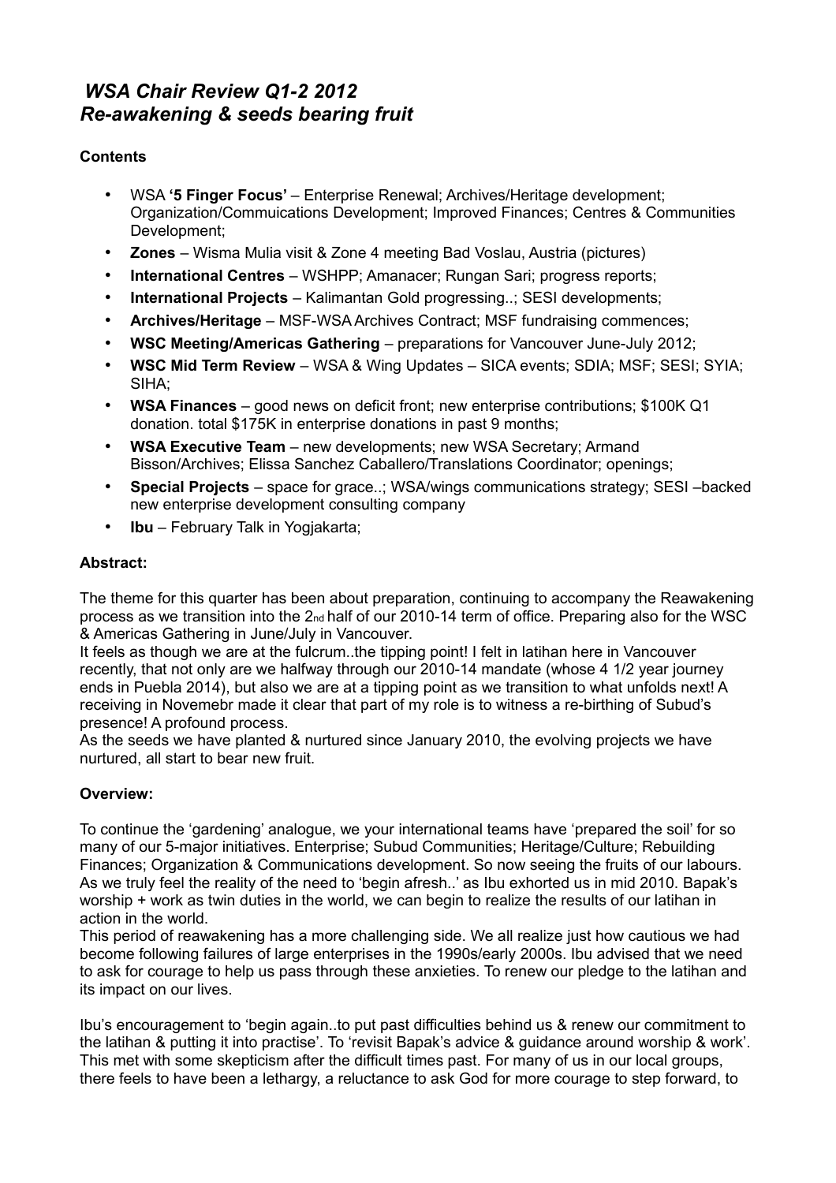# *WSA Chair Review Q1-2 2012*
# *Re-awakening & seeds bearing fruit*

**Contents**

- WSA **'5 Finger Focus'** – Enterprise Renewal; Archives/Heritage development; Organization/Commuications Development; Improved Finances; Centres & Communities Development;
- **Zones** – Wisma Mulia visit & Zone 4 meeting Bad Voslau, Austria (pictures)
- **International Centres** – WSHPP; Amanacer; Rungan Sari; progress reports;
- **International Projects** – Kalimantan Gold progressing..; SESI developments;
- **Archives/Heritage** – MSF-WSA Archives Contract; MSF fundraising commences;
- **WSC Meeting/Americas Gathering** – preparations for Vancouver June-July 2012;
- **WSC Mid Term Review** – WSA & Wing Updates – SICA events; SDIA; MSF; SESI; SYIA; SIHA;
- **WSA Finances** – good news on deficit front; new enterprise contributions; $100K Q1 donation. total $175K in enterprise donations in past 9 months;
- **WSA Executive Team** – new developments; new WSA Secretary; Armand Bisson/Archives; Elissa Sanchez Caballero/Translations Coordinator; openings;
- **Special Projects** – space for grace..; WSA/wings communications strategy; SESI –backed new enterprise development consulting company
- **Ibu** – February Talk in Yogjakarta;

**Abstract:**

The theme for this quarter has been about preparation, continuing to accompany the Reawakening process as we transition into the 2nd half of our 2010-14 term of office. Preparing also for the WSC & Americas Gathering in June/July in Vancouver.
It feels as though we are at the fulcrum..the tipping point! I felt in latihan here in Vancouver recently, that not only are we halfway through our 2010-14 mandate (whose 4 1/2 year journey ends in Puebla 2014), but also we are at a tipping point as we transition to what unfolds next! A receiving in Novemebr made it clear that part of my role is to witness a re-birthing of Subud's presence! A profound process.
As the seeds we have planted & nurtured since January 2010, the evolving projects we have nurtured, all start to bear new fruit.

**Overview:**

To continue the 'gardening' analogue, we your international teams have 'prepared the soil' for so many of our 5-major initiatives. Enterprise; Subud Communities; Heritage/Culture; Rebuilding Finances; Organization & Communications development. So now seeing the fruits of our labours. As we truly feel the reality of the need to 'begin afresh..' as Ibu exhorted us in mid 2010. Bapak's worship + work as twin duties in the world, we can begin to realize the results of our latihan in action in the world.
This period of reawakening has a more challenging side. We all realize just how cautious we had become following failures of large enterprises in the 1990s/early 2000s. Ibu advised that we need to ask for courage to help us pass through these anxieties. To renew our pledge to the latihan and its impact on our lives.

Ibu's encouragement to 'begin again..to put past difficulties behind us & renew our commitment to the latihan & putting it into practise'. To 'revisit Bapak's advice & guidance around worship & work'. This met with some skepticism after the difficult times past. For many of us in our local groups, there feels to have been a lethargy, a reluctance to ask God for more courage to step forward, to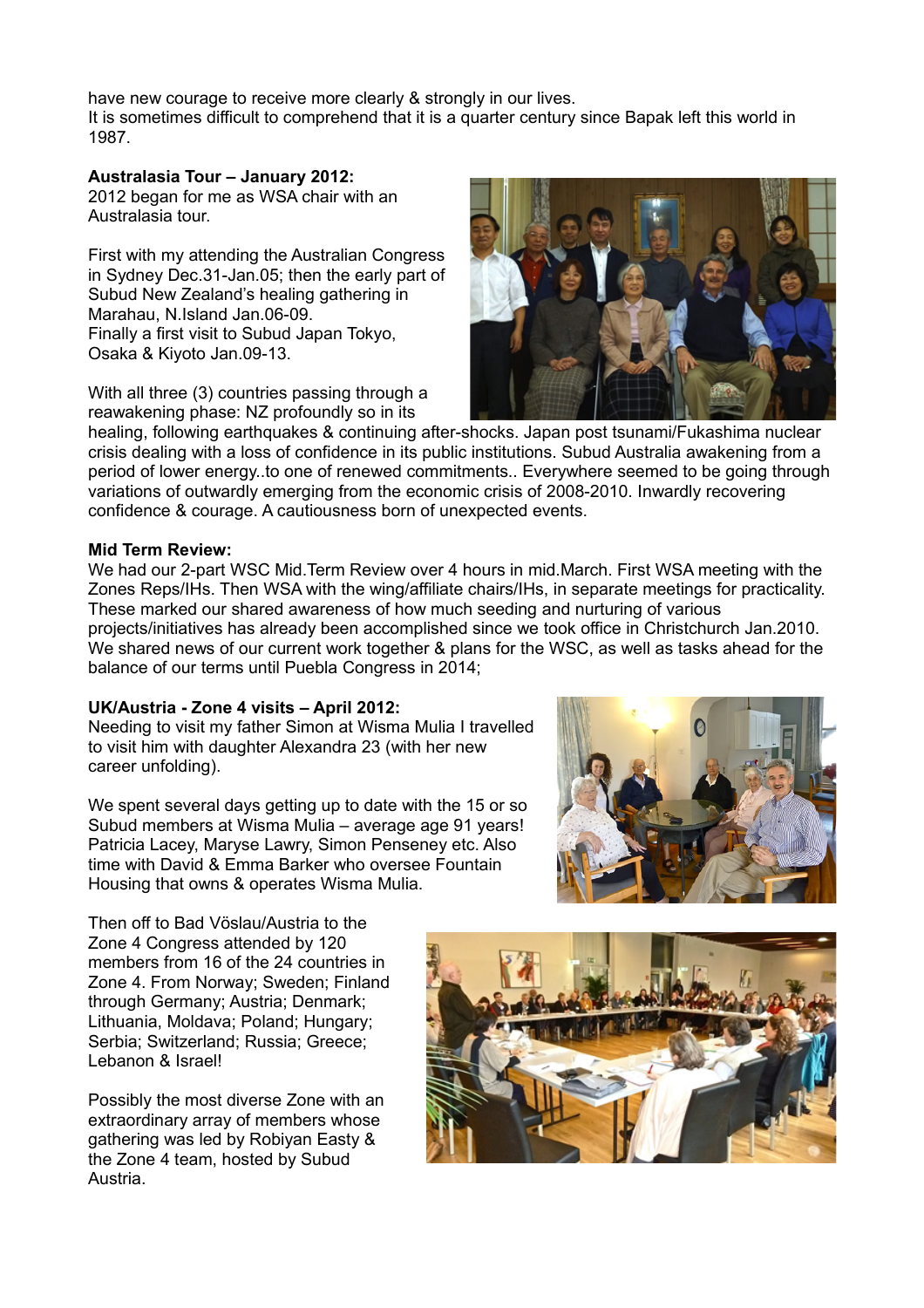have new courage to receive more clearly & strongly in our lives.
It is sometimes difficult to comprehend that it is a quarter century since Bapak left this world in 1987.

**Australasia Tour – January 2012:**
2012 began for me as WSA chair with an Australasia tour.

First with my attending the Australian Congress in Sydney Dec.31-Jan.05; then the early part of Subud New Zealand's healing gathering in Marahau, N.Island Jan.06-09.
Finally a first visit to Subud Japan Tokyo, Osaka & Kiyoto Jan.09-13.

With all three (3) countries passing through a reawakening phase: NZ profoundly so in its healing, following earthquakes & continuing after-shocks. Japan post tsunami/Fukashima nuclear crisis dealing with a loss of confidence in its public institutions. Subud Australia awakening from a period of lower energy..to one of renewed commitments.. Everywhere seemed to be going through variations of outwardly emerging from the economic crisis of 2008-2010. Inwardly recovering confidence & courage. A cautiousness born of unexpected events.

**Mid Term Review:**
We had our 2-part WSC Mid.Term Review over 4 hours in mid.March. First WSA meeting with the Zones Reps/IHs. Then WSA with the wing/affiliate chairs/IHs, in separate meetings for practicality. These marked our shared awareness of how much seeding and nurturing of various projects/initiatives has already been accomplished since we took office in Christchurch Jan.2010. We shared news of our current work together & plans for the WSC, as well as tasks ahead for the balance of our terms until Puebla Congress in 2014;

**UK/Austria - Zone 4 visits – April 2012:**
Needing to visit my father Simon at Wisma Mulia I travelled to visit him with daughter Alexandra 23 (with her new career unfolding).

We spent several days getting up to date with the 15 or so Subud members at Wisma Mulia – average age 91 years! Patricia Lacey, Maryse Lawry, Simon Penseney etc. Also time with David & Emma Barker who oversee Fountain Housing that owns & operates Wisma Mulia.

Then off to Bad Vöslau/Austria to the Zone 4 Congress attended by 120 members from 16 of the 24 countries in Zone 4. From Norway; Sweden; Finland through Germany; Austria; Denmark; Lithuania, Moldava; Poland; Hungary; Serbia; Switzerland; Russia; Greece; Lebanon & Israel!

Possibly the most diverse Zone with an extraordinary array of members whose gathering was led by Robiyan Easty & the Zone 4 team, hosted by Subud Austria.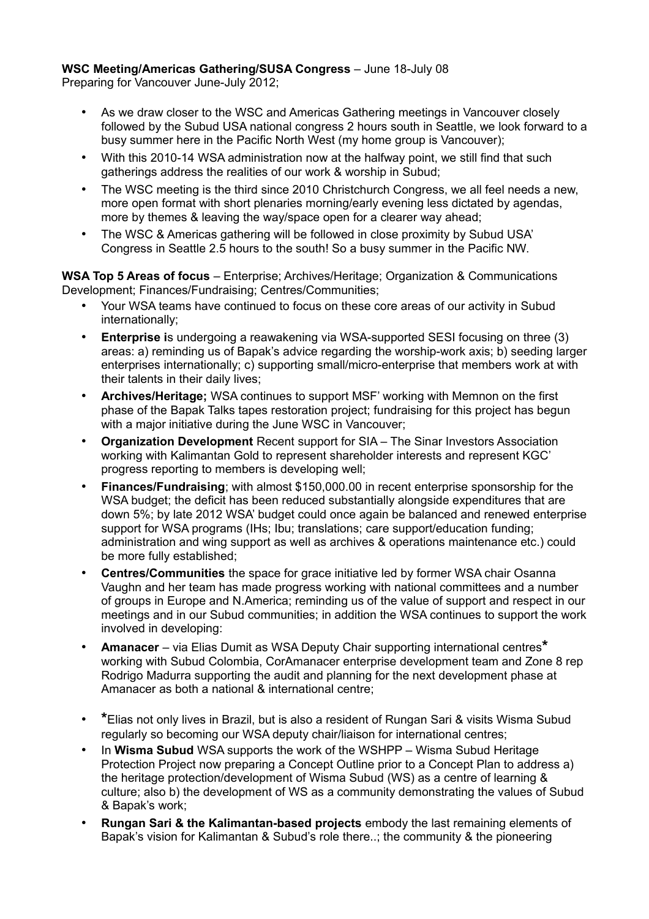**WSC Meeting/Americas Gathering/SUSA Congress** – June 18-July 08
Preparing for Vancouver June-July 2012;

- As we draw closer to the WSC and Americas Gathering meetings in Vancouver closely followed by the Subud USA national congress 2 hours south in Seattle, we look forward to a busy summer here in the Pacific North West (my home group is Vancouver);
- With this 2010-14 WSA administration now at the halfway point, we still find that such gatherings address the realities of our work & worship in Subud;
- The WSC meeting is the third since 2010 Christchurch Congress, we all feel needs a new, more open format with short plenaries morning/early evening less dictated by agendas, more by themes & leaving the way/space open for a clearer way ahead;
- The WSC & Americas gathering will be followed in close proximity by Subud USA' Congress in Seattle 2.5 hours to the south! So a busy summer in the Pacific NW.

**WSA Top 5 Areas of focus** – Enterprise; Archives/Heritage; Organization & Communications Development; Finances/Fundraising; Centres/Communities;

- Your WSA teams have continued to focus on these core areas of our activity in Subud internationally;
- **Enterprise i**s undergoing a reawakening via WSA-supported SESI focusing on three (3) areas: a) reminding us of Bapak's advice regarding the worship-work axis; b) seeding larger enterprises internationally; c) supporting small/micro-enterprise that members work at with their talents in their daily lives;
- **Archives/Heritage;** WSA continues to support MSF' working with Memnon on the first phase of the Bapak Talks tapes restoration project; fundraising for this project has begun with a major initiative during the June WSC in Vancouver;
- **Organization Development** Recent support for SIA – The Sinar Investors Association working with Kalimantan Gold to represent shareholder interests and represent KGC' progress reporting to members is developing well;
- **Finances/Fundraising**; with almost $150,000.00 in recent enterprise sponsorship for the WSA budget; the deficit has been reduced substantially alongside expenditures that are down 5%; by late 2012 WSA' budget could once again be balanced and renewed enterprise support for WSA programs (IHs; Ibu; translations; care support/education funding; administration and wing support as well as archives & operations maintenance etc.) could be more fully established;
- **Centres/Communities** the space for grace initiative led by former WSA chair Osanna Vaughn and her team has made progress working with national committees and a number of groups in Europe and N.America; reminding us of the value of support and respect in our meetings and in our Subud communities; in addition the WSA continues to support the work involved in developing:
- **Amanacer** – via Elias Dumit as WSA Deputy Chair supporting international centres* working with Subud Colombia, CorAmanacer enterprise development team and Zone 8 rep Rodrigo Madurra supporting the audit and planning for the next development phase at Amanacer as both a national & international centre;

- *Elias not only lives in Brazil, but is also a resident of Rungan Sari & visits Wisma Subud regularly so becoming our WSA deputy chair/liaison for international centres;
- In **Wisma Subud** WSA supports the work of the WSHPP – Wisma Subud Heritage Protection Project now preparing a Concept Outline prior to a Concept Plan to address a) the heritage protection/development of Wisma Subud (WS) as a centre of learning & culture; also b) the development of WS as a community demonstrating the values of Subud & Bapak's work;
- **Rungan Sari & the Kalimantan-based projects** embody the last remaining elements of Bapak's vision for Kalimantan & Subud's role there..; the community & the pioneering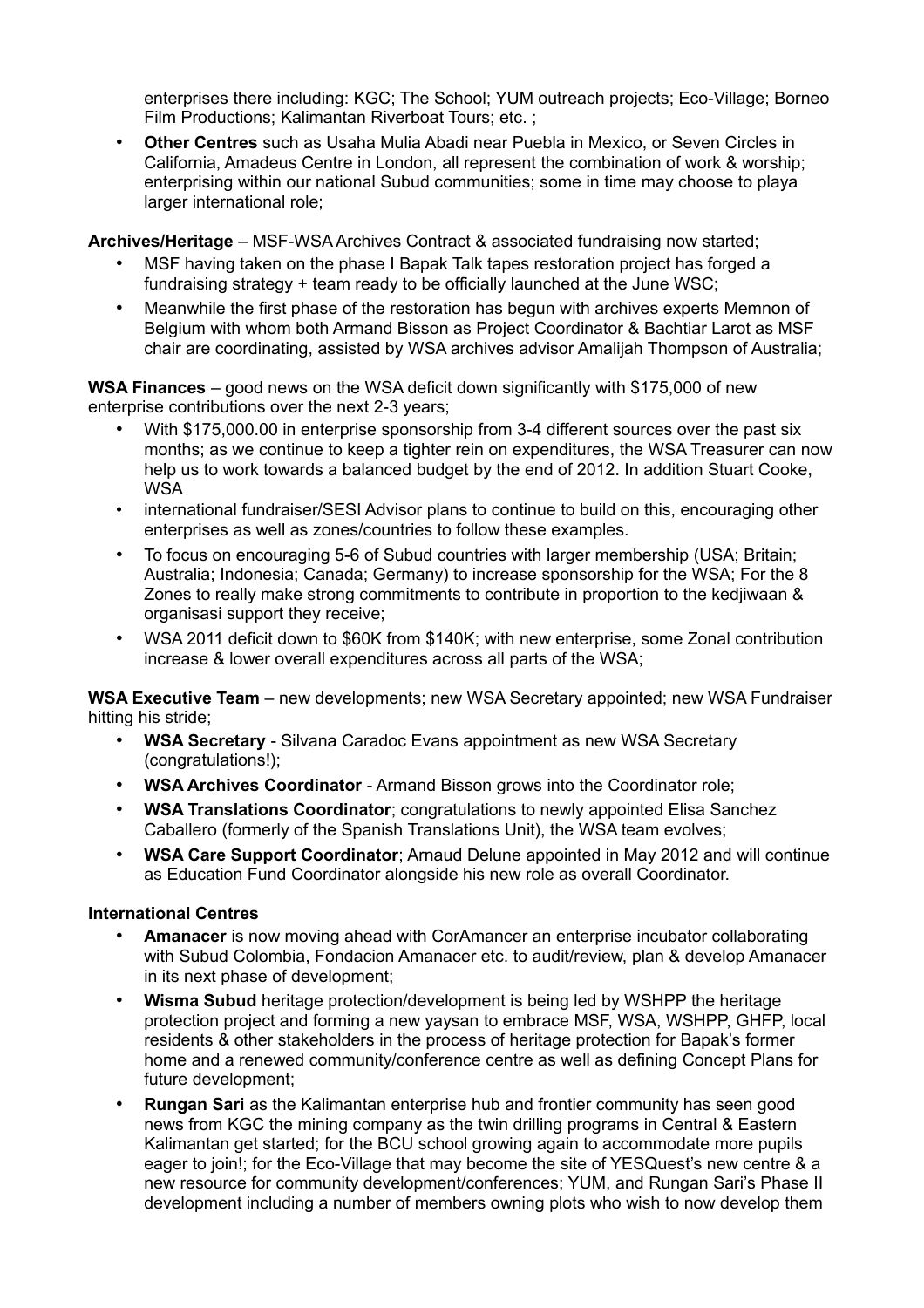enterprises there including: KGC; The School; YUM outreach projects; Eco-Village; Borneo Film Productions; Kalimantan Riverboat Tours; etc. ;

- **Other Centres** such as Usaha Mulia Abadi near Puebla in Mexico, or Seven Circles in California, Amadeus Centre in London, all represent the combination of work & worship; enterprising within our national Subud communities; some in time may choose to playa larger international role;

**Archives/Heritage** – MSF-WSA Archives Contract & associated fundraising now started;

- MSF having taken on the phase I Bapak Talk tapes restoration project has forged a fundraising strategy + team ready to be officially launched at the June WSC;
- Meanwhile the first phase of the restoration has begun with archives experts Memnon of Belgium with whom both Armand Bisson as Project Coordinator & Bachtiar Larot as MSF chair are coordinating, assisted by WSA archives advisor Amalijah Thompson of Australia;

**WSA Finances** – good news on the WSA deficit down significantly with $175,000 of new enterprise contributions over the next 2-3 years;

- With $175,000.00 in enterprise sponsorship from 3-4 different sources over the past six months; as we continue to keep a tighter rein on expenditures, the WSA Treasurer can now help us to work towards a balanced budget by the end of 2012. In addition Stuart Cooke, WSA
- international fundraiser/SESI Advisor plans to continue to build on this, encouraging other enterprises as well as zones/countries to follow these examples.
- To focus on encouraging 5-6 of Subud countries with larger membership (USA; Britain; Australia; Indonesia; Canada; Germany) to increase sponsorship for the WSA; For the 8 Zones to really make strong commitments to contribute in proportion to the kedjiwaan & organisasi support they receive;
- WSA 2011 deficit down to $60K from $140K; with new enterprise, some Zonal contribution increase & lower overall expenditures across all parts of the WSA;

**WSA Executive Team** – new developments; new WSA Secretary appointed; new WSA Fundraiser hitting his stride;

- **WSA Secretary** - Silvana Caradoc Evans appointment as new WSA Secretary (congratulations!);
- **WSA Archives Coordinator** - Armand Bisson grows into the Coordinator role;
- **WSA Translations Coordinator**; congratulations to newly appointed Elisa Sanchez Caballero (formerly of the Spanish Translations Unit), the WSA team evolves;
- **WSA Care Support Coordinator**; Arnaud Delune appointed in May 2012 and will continue as Education Fund Coordinator alongside his new role as overall Coordinator.

**International Centres**

- **Amanacer** is now moving ahead with CorAmancer an enterprise incubator collaborating with Subud Colombia, Fondacion Amanacer etc. to audit/review, plan & develop Amanacer in its next phase of development;
- **Wisma Subud** heritage protection/development is being led by WSHPP the heritage protection project and forming a new yaysan to embrace MSF, WSA, WSHPP, GHFP, local residents & other stakeholders in the process of heritage protection for Bapak's former home and a renewed community/conference centre as well as defining Concept Plans for future development;
- **Rungan Sari** as the Kalimantan enterprise hub and frontier community has seen good news from KGC the mining company as the twin drilling programs in Central & Eastern Kalimantan get started; for the BCU school growing again to accommodate more pupils eager to join!; for the Eco-Village that may become the site of YESQuest's new centre & a new resource for community development/conferences; YUM, and Rungan Sari's Phase II development including a number of members owning plots who wish to now develop them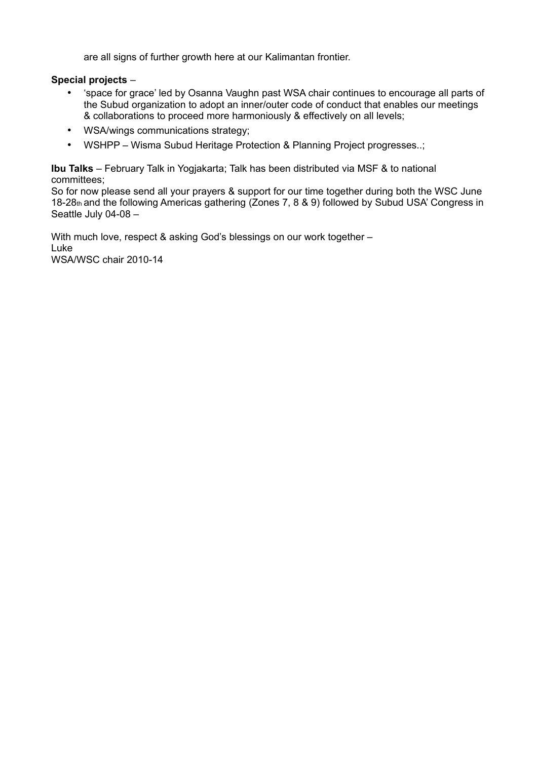are all signs of further growth here at our Kalimantan frontier.

**Special projects** –

- 'space for grace' led by Osanna Vaughn past WSA chair continues to encourage all parts of the Subud organization to adopt an inner/outer code of conduct that enables our meetings & collaborations to proceed more harmoniously & effectively on all levels;
- WSA/wings communications strategy;
- WSHPP – Wisma Subud Heritage Protection & Planning Project progresses..;

**Ibu Talks** – February Talk in Yogjakarta; Talk has been distributed via MSF & to national committees;

So for now please send all your prayers & support for our time together during both the WSC June 18-28th and the following Americas gathering (Zones 7, 8 & 9) followed by Subud USA' Congress in Seattle July 04-08 –

With much love, respect & asking God's blessings on our work together –
Luke
WSA/WSC chair 2010-14